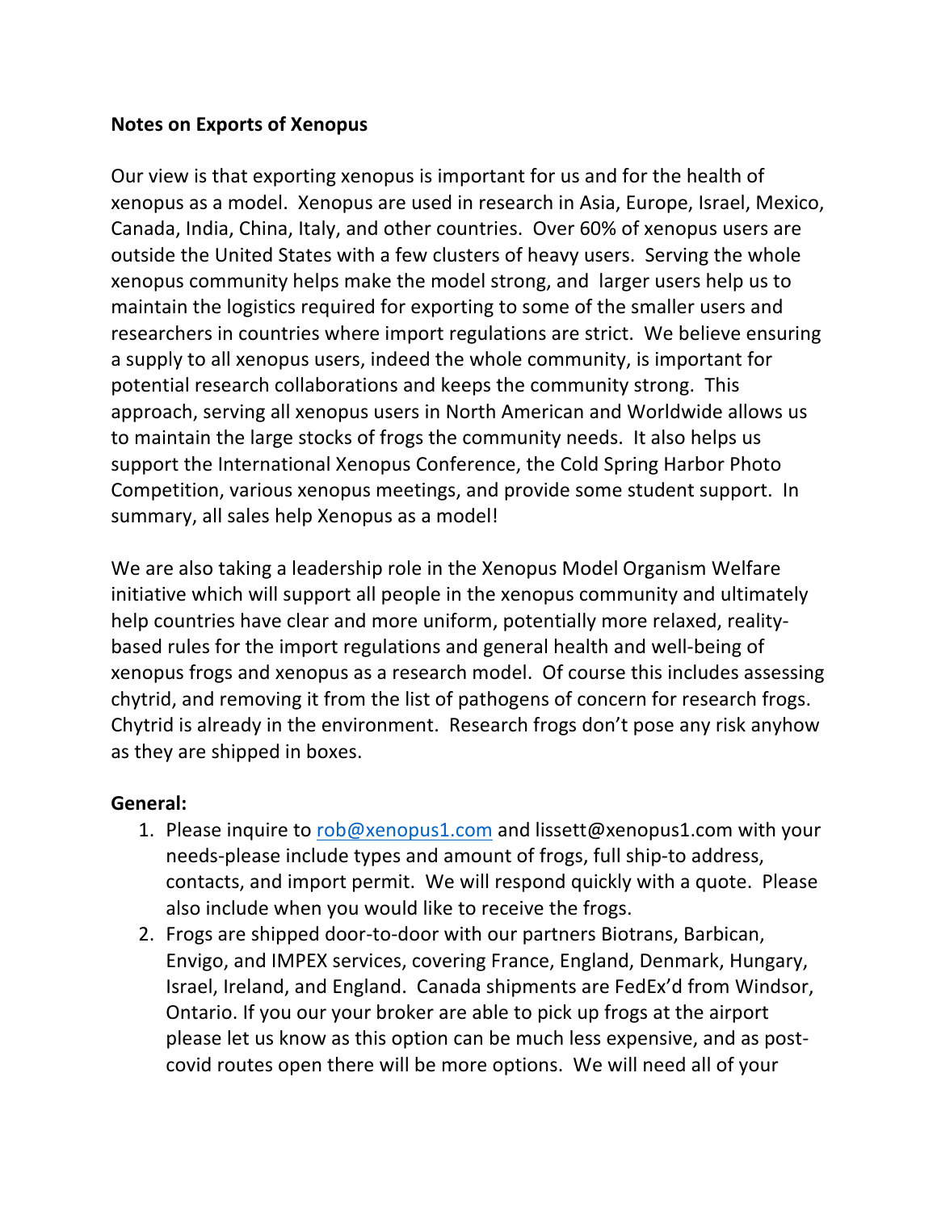**Notes on Exports of Xenopus**

Our view is that exporting xenopus is important for us and for the health of xenopus as a model. Xenopus are used in research in Asia, Europe, Israel, Mexico, Canada, India, China, Italy, and other countries. Over 60% of xenopus users are outside the United States with a few clusters of heavy users. Serving the whole xenopus community helps make the model strong, and larger users help us to maintain the logistics required for exporting to some of the smaller users and researchers in countries where import regulations are strict. We believe ensuring a supply to all xenopus users, indeed the whole community, is important for potential research collaborations and keeps the community strong. This approach, serving all xenopus users in North American and Worldwide allows us to maintain the large stocks of frogs the community needs. It also helps us support the International Xenopus Conference, the Cold Spring Harbor Photo Competition, various xenopus meetings, and provide some student support. In summary, all sales help Xenopus as a model!

We are also taking a leadership role in the Xenopus Model Organism Welfare initiative which will support all people in the xenopus community and ultimately help countries have clear and more uniform, potentially more relaxed, reality-based rules for the import regulations and general health and well-being of xenopus frogs and xenopus as a research model. Of course this includes assessing chytrid, and removing it from the list of pathogens of concern for research frogs. Chytrid is already in the environment. Research frogs don't pose any risk anyhow as they are shipped in boxes.

**General:**

1. Please inquire to rob@xenopus1.com and lissett@xenopus1.com with your needs-please include types and amount of frogs, full ship-to address, contacts, and import permit. We will respond quickly with a quote. Please also include when you would like to receive the frogs.
2. Frogs are shipped door-to-door with our partners Biotrans, Barbican, Envigo, and IMPEX services, covering France, England, Denmark, Hungary, Israel, Ireland, and England. Canada shipments are FedEx'd from Windsor, Ontario. If you our your broker are able to pick up frogs at the airport please let us know as this option can be much less expensive, and as post-covid routes open there will be more options. We will need all of your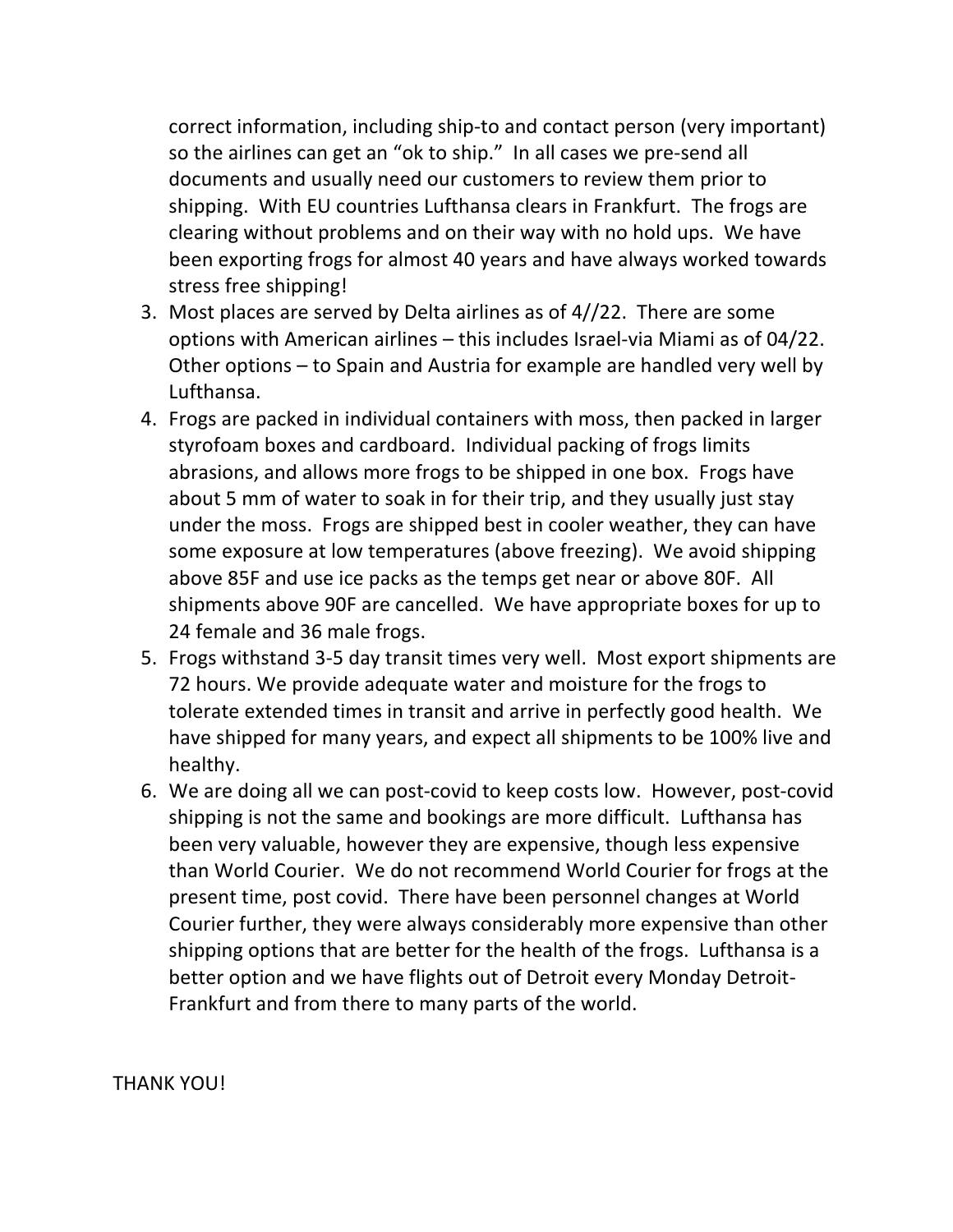correct information, including ship-to and contact person (very important) so the airlines can get an "ok to ship." In all cases we pre-send all documents and usually need our customers to review them prior to shipping. With EU countries Lufthansa clears in Frankfurt. The frogs are clearing without problems and on their way with no hold ups. We have been exporting frogs for almost 40 years and have always worked towards stress free shipping!

3. Most places are served by Delta airlines as of 4//22. There are some options with American airlines – this includes Israel-via Miami as of 04/22. Other options – to Spain and Austria for example are handled very well by Lufthansa.
4. Frogs are packed in individual containers with moss, then packed in larger styrofoam boxes and cardboard. Individual packing of frogs limits abrasions, and allows more frogs to be shipped in one box. Frogs have about 5 mm of water to soak in for their trip, and they usually just stay under the moss. Frogs are shipped best in cooler weather, they can have some exposure at low temperatures (above freezing). We avoid shipping above 85F and use ice packs as the temps get near or above 80F. All shipments above 90F are cancelled. We have appropriate boxes for up to 24 female and 36 male frogs.
5. Frogs withstand 3-5 day transit times very well. Most export shipments are 72 hours. We provide adequate water and moisture for the frogs to tolerate extended times in transit and arrive in perfectly good health. We have shipped for many years, and expect all shipments to be 100% live and healthy.
6. We are doing all we can post-covid to keep costs low. However, post-covid shipping is not the same and bookings are more difficult. Lufthansa has been very valuable, however they are expensive, though less expensive than World Courier. We do not recommend World Courier for frogs at the present time, post covid. There have been personnel changes at World Courier further, they were always considerably more expensive than other shipping options that are better for the health of the frogs. Lufthansa is a better option and we have flights out of Detroit every Monday Detroit-Frankfurt and from there to many parts of the world.

THANK YOU!